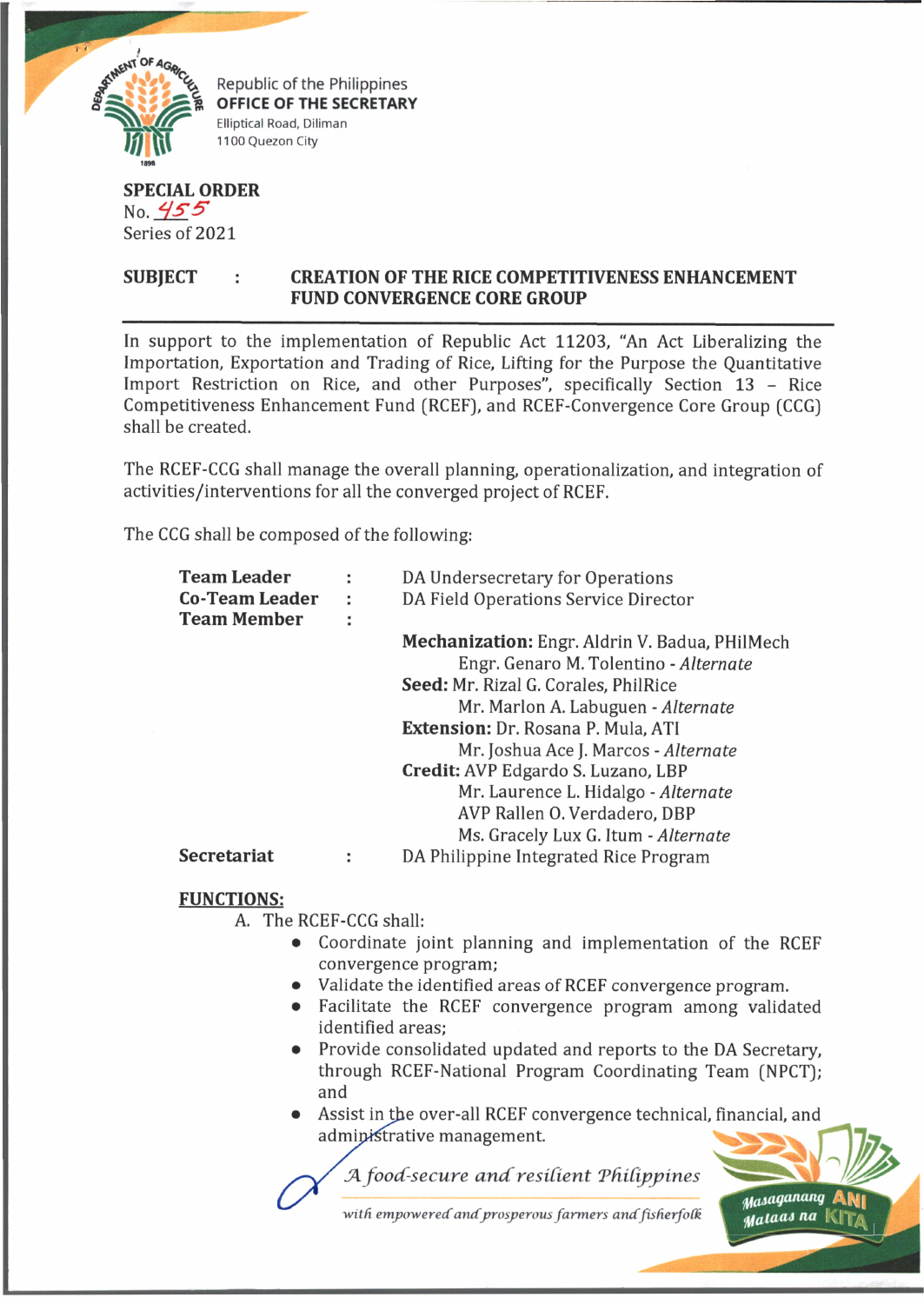Republic of the Philippines
**OFFICE OF THE SECRETARY**
Elliptical Road, Diliman
1100 Quezon City

**SPECIAL ORDER**
No. 455
Series of 2021

**SUBJECT : CREATION OF THE RICE COMPETITIVENESS ENHANCEMENT FUND CONVERGENCE CORE GROUP**

In support to the implementation of Republic Act 11203, "An Act Liberalizing the Importation, Exportation and Trading of Rice, Lifting for the Purpose the Quantitative Import Restriction on Rice, and other Purposes", specifically Section 13 – Rice Competitiveness Enhancement Fund (RCEF), and RCEF-Convergence Core Group (CCG) shall be created.

The RCEF-CCG shall manage the overall planning, operationalization, and integration of activities/interventions for all the converged project of RCEF.

The CCG shall be composed of the following:

**Team Leader** : DA Undersecretary for Operations
**Co-Team Leader** : DA Field Operations Service Director
**Team Member** :

**Mechanization:** Engr. Aldrin V. Badua, PHilMech
Engr. Genaro M. Tolentino - *Alternate*
**Seed:** Mr. Rizal G. Corales, PhilRice
Mr. Marlon A. Labuguen - *Alternate*
**Extension:** Dr. Rosana P. Mula, ATI
Mr. Joshua Ace J. Marcos - *Alternate*
**Credit:** AVP Edgardo S. Luzano, LBP
Mr. Laurence L. Hidalgo - *Alternate*
AVP Rallen O. Verdadero, DBP
Ms. Gracely Lux G. Itum - *Alternate*

**Secretariat** : DA Philippine Integrated Rice Program

**FUNCTIONS:**

A. The RCEF-CCG shall:

- Coordinate joint planning and implementation of the RCEF convergence program;
- Validate the identified areas of RCEF convergence program.
- Facilitate the RCEF convergence program among validated identified areas;
- Provide consolidated updated and reports to the DA Secretary, through RCEF-National Program Coordinating Team (NPCT); and
- Assist in the over-all RCEF convergence technical, financial, and administrative management.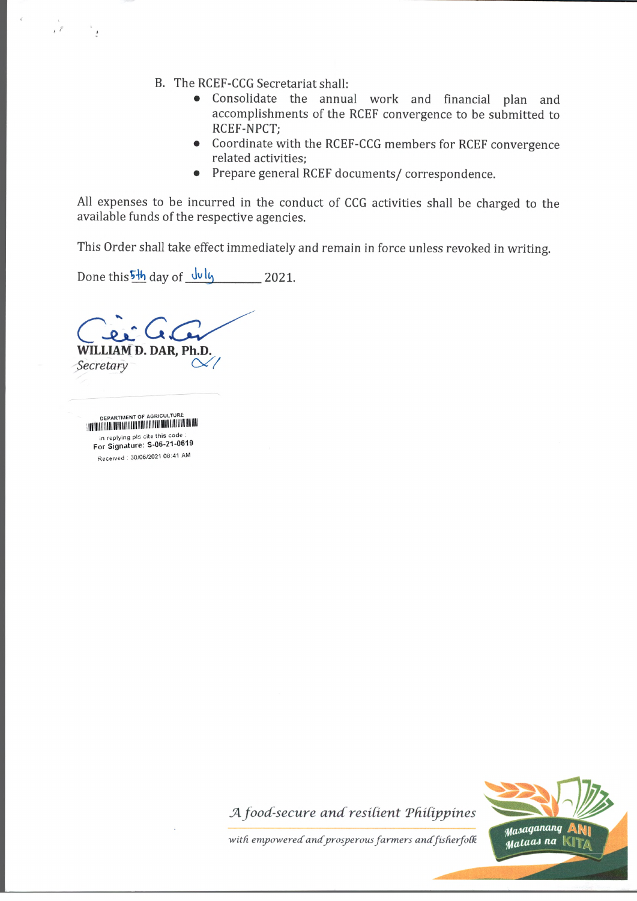B. The RCEF-CCG Secretariat shall:

- Consolidate the annual work and financial plan and accomplishments of the RCEF convergence to be submitted to RCEF-NPCT;
- Coordinate with the RCEF-CCG members for RCEF convergence related activities;
- Prepare general RCEF documents/ correspondence.

All expenses to be incurred in the conduct of CCG activities shall be charged to the available funds of the respective agencies.

This Order shall take effect immediately and remain in force unless revoked in writing.

Done this 5th day of July 2021.

**WILLIAM D. DAR, Ph.D.**
*Secretary*

DEPARTMENT OF AGRICULTURE
in replying pls cite this code :
For Signature: S-06-21-0619
Received : 30/06/2021 08:41 AM

*A food-secure and resilient Philippines*
*with empowered and prosperous farmers and fisherfolk*

Masaganang ANI Mataas na KITA